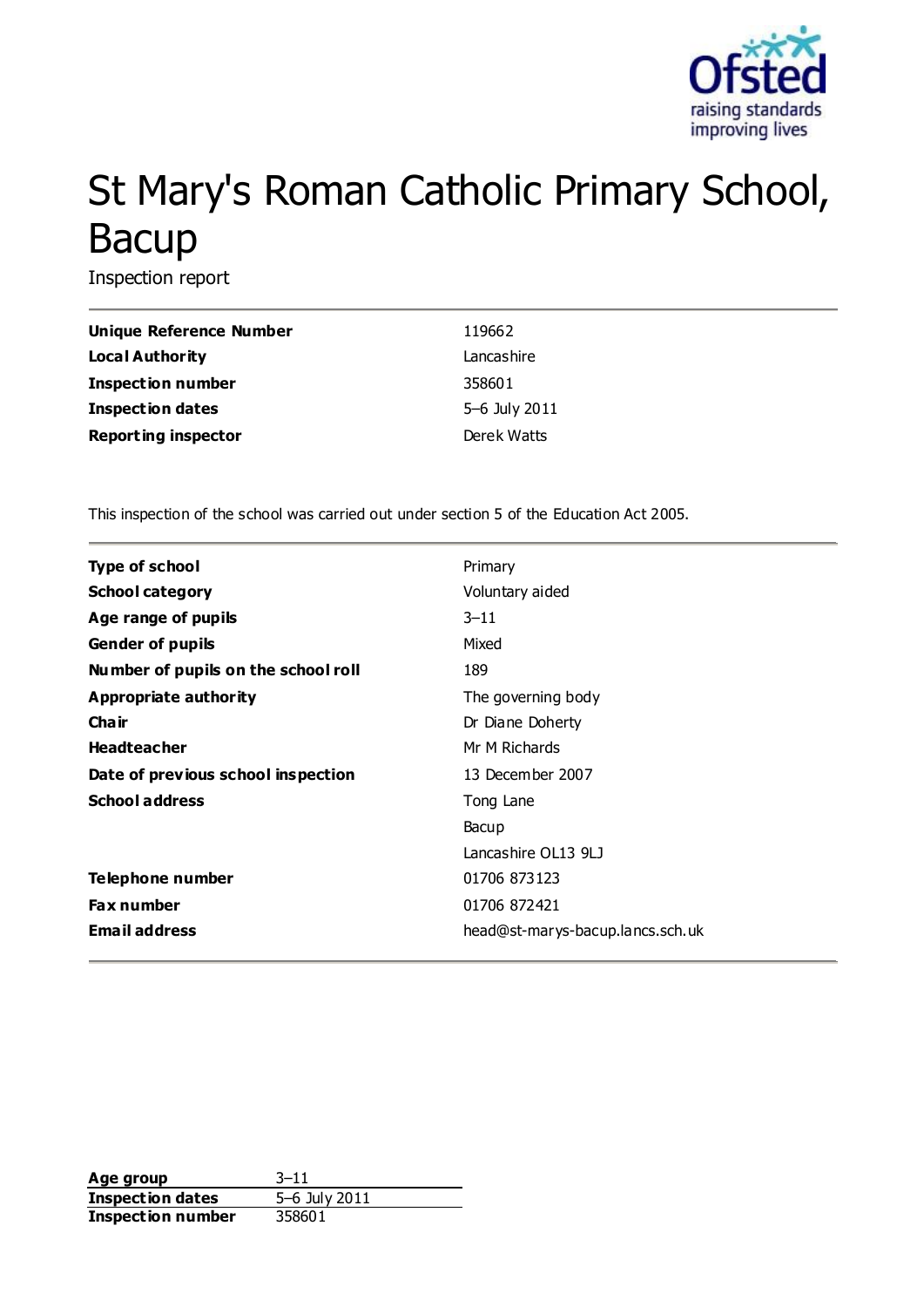# St Mary's Roman Catholic Primary School, Bacup

Inspection report

| | |
|---|---|
| **Unique Reference Number** | 119662 |
| **Local Authority** | Lancashire |
| **Inspection number** | 358601 |
| **Inspection dates** | 5–6 July 2011 |
| **Reporting inspector** | Derek Watts |

This inspection of the school was carried out under section 5 of the Education Act 2005.

| | |
|---|---|
| **Type of school** | Primary |
| **School category** | Voluntary aided |
| **Age range of pupils** | 3–11 |
| **Gender of pupils** | Mixed |
| **Number of pupils on the school roll** | 189 |
| **Appropriate authority** | The governing body |
| **Chair** | Dr Diane Doherty |
| **Headteacher** | Mr M Richards |
| **Date of previous school inspection** | 13 December 2007 |
| **School address** | Tong Lane<br>Bacup<br>Lancashire OL13 9LJ |
| **Telephone number** | 01706 873123 |
| **Fax number** | 01706 872421 |
| **Email address** | head@st-marys-bacup.lancs.sch.uk |

| | |
|---|---|
| **Age group** | 3–11 |
| **Inspection dates** | 5–6 July 2011 |
| **Inspection number** | 358601 |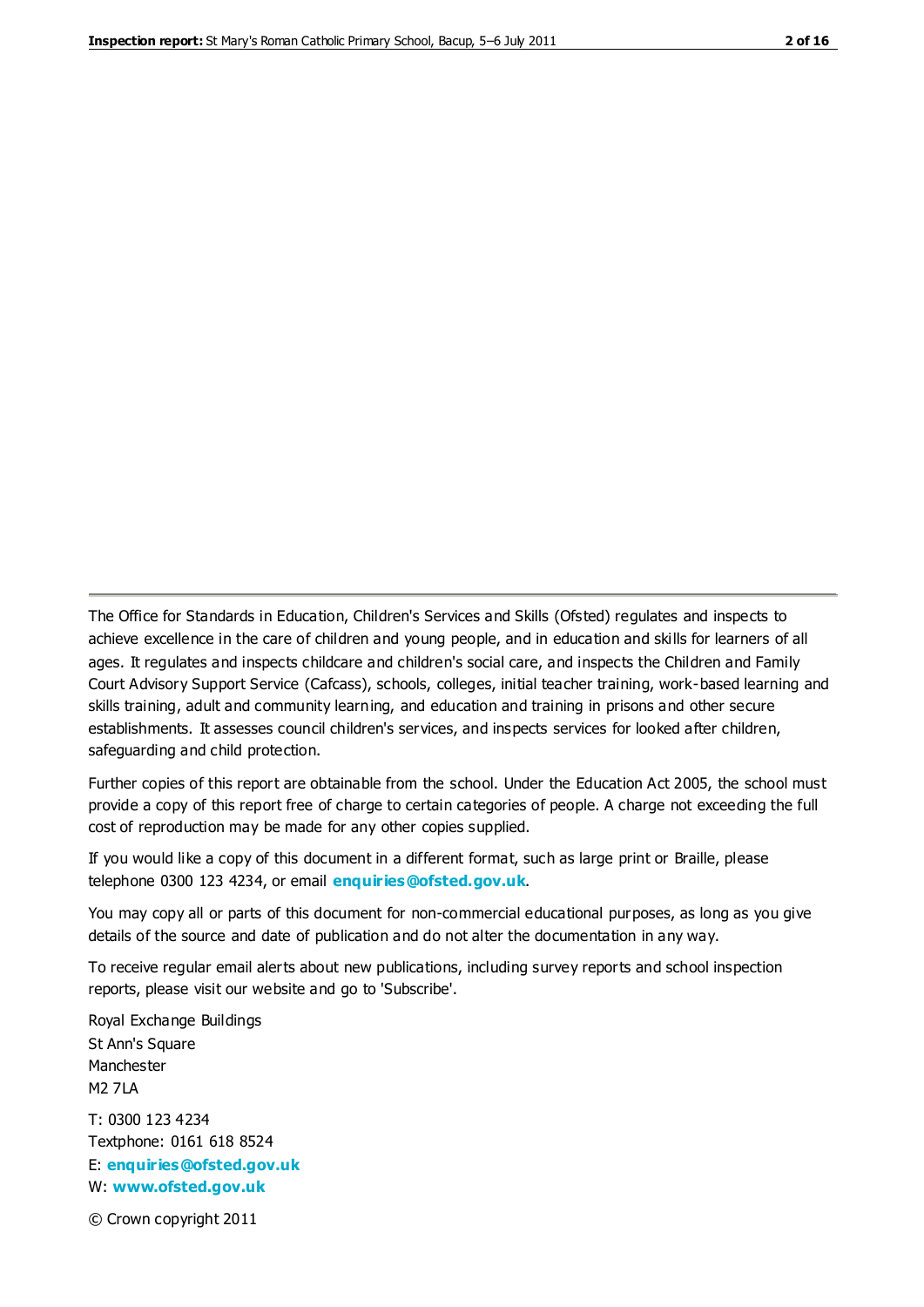The Office for Standards in Education, Children's Services and Skills (Ofsted) regulates and inspects to achieve excellence in the care of children and young people, and in education and skills for learners of all ages. It regulates and inspects childcare and children's social care, and inspects the Children and Family Court Advisory Support Service (Cafcass), schools, colleges, initial teacher training, work-based learning and skills training, adult and community learning, and education and training in prisons and other secure establishments. It assesses council children's services, and inspects services for looked after children, safeguarding and child protection.

Further copies of this report are obtainable from the school. Under the Education Act 2005, the school must provide a copy of this report free of charge to certain categories of people. A charge not exceeding the full cost of reproduction may be made for any other copies supplied.

If you would like a copy of this document in a different format, such as large print or Braille, please telephone 0300 123 4234, or email **enquiries@ofsted.gov.uk**.

You may copy all or parts of this document for non-commercial educational purposes, as long as you give details of the source and date of publication and do not alter the documentation in any way.

To receive regular email alerts about new publications, including survey reports and school inspection reports, please visit our website and go to 'Subscribe'.

Royal Exchange Buildings
St Ann's Square
Manchester
M2 7LA

T: 0300 123 4234
Textphone: 0161 618 8524
E: **enquiries@ofsted.gov.uk**
W: **www.ofsted.gov.uk**

© Crown copyright 2011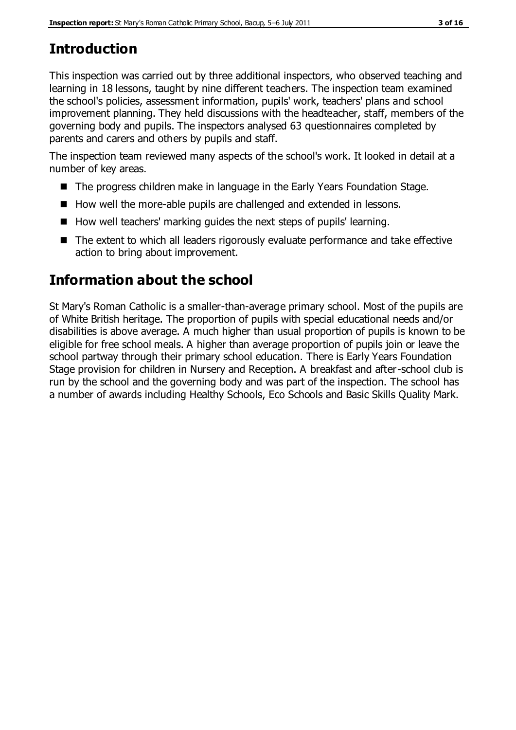## Introduction

This inspection was carried out by three additional inspectors, who observed teaching and learning in 18 lessons, taught by nine different teachers. The inspection team examined the school's policies, assessment information, pupils' work, teachers' plans and school improvement planning. They held discussions with the headteacher, staff, members of the governing body and pupils. The inspectors analysed 63 questionnaires completed by parents and carers and others by pupils and staff.

The inspection team reviewed many aspects of the school's work. It looked in detail at a number of key areas.

- The progress children make in language in the Early Years Foundation Stage.
- How well the more-able pupils are challenged and extended in lessons.
- How well teachers' marking guides the next steps of pupils' learning.
- The extent to which all leaders rigorously evaluate performance and take effective action to bring about improvement.

## Information about the school

St Mary's Roman Catholic is a smaller-than-average primary school. Most of the pupils are of White British heritage. The proportion of pupils with special educational needs and/or disabilities is above average. A much higher than usual proportion of pupils is known to be eligible for free school meals. A higher than average proportion of pupils join or leave the school partway through their primary school education. There is Early Years Foundation Stage provision for children in Nursery and Reception. A breakfast and after-school club is run by the school and the governing body and was part of the inspection. The school has a number of awards including Healthy Schools, Eco Schools and Basic Skills Quality Mark.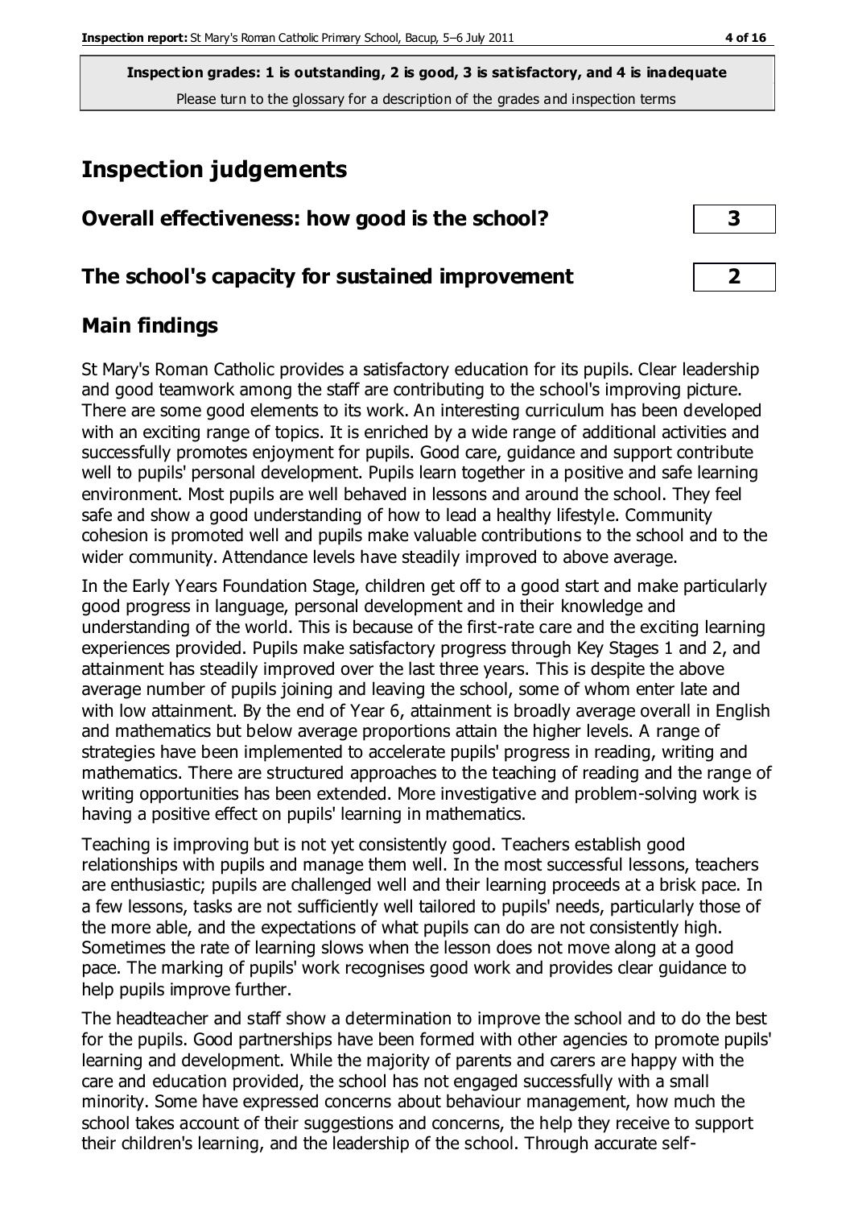**Inspection grades: 1 is outstanding, 2 is good, 3 is satisfactory, and 4 is inadequate**
Please turn to the glossary for a description of the grades and inspection terms

# Inspection judgements

| | |
|---|---|
| **Overall effectiveness: how good is the school?** | **3** |
| **The school's capacity for sustained improvement** | **2** |

## Main findings

St Mary's Roman Catholic provides a satisfactory education for its pupils. Clear leadership and good teamwork among the staff are contributing to the school's improving picture. There are some good elements to its work. An interesting curriculum has been developed with an exciting range of topics. It is enriched by a wide range of additional activities and successfully promotes enjoyment for pupils. Good care, guidance and support contribute well to pupils' personal development. Pupils learn together in a positive and safe learning environment. Most pupils are well behaved in lessons and around the school. They feel safe and show a good understanding of how to lead a healthy lifestyle. Community cohesion is promoted well and pupils make valuable contributions to the school and to the wider community. Attendance levels have steadily improved to above average.

In the Early Years Foundation Stage, children get off to a good start and make particularly good progress in language, personal development and in their knowledge and understanding of the world. This is because of the first-rate care and the exciting learning experiences provided. Pupils make satisfactory progress through Key Stages 1 and 2, and attainment has steadily improved over the last three years. This is despite the above average number of pupils joining and leaving the school, some of whom enter late and with low attainment. By the end of Year 6, attainment is broadly average overall in English and mathematics but below average proportions attain the higher levels. A range of strategies have been implemented to accelerate pupils' progress in reading, writing and mathematics. There are structured approaches to the teaching of reading and the range of writing opportunities has been extended. More investigative and problem-solving work is having a positive effect on pupils' learning in mathematics.

Teaching is improving but is not yet consistently good. Teachers establish good relationships with pupils and manage them well. In the most successful lessons, teachers are enthusiastic; pupils are challenged well and their learning proceeds at a brisk pace. In a few lessons, tasks are not sufficiently well tailored to pupils' needs, particularly those of the more able, and the expectations of what pupils can do are not consistently high. Sometimes the rate of learning slows when the lesson does not move along at a good pace. The marking of pupils' work recognises good work and provides clear guidance to help pupils improve further.

The headteacher and staff show a determination to improve the school and to do the best for the pupils. Good partnerships have been formed with other agencies to promote pupils' learning and development. While the majority of parents and carers are happy with the care and education provided, the school has not engaged successfully with a small minority. Some have expressed concerns about behaviour management, how much the school takes account of their suggestions and concerns, the help they receive to support their children's learning, and the leadership of the school. Through accurate self-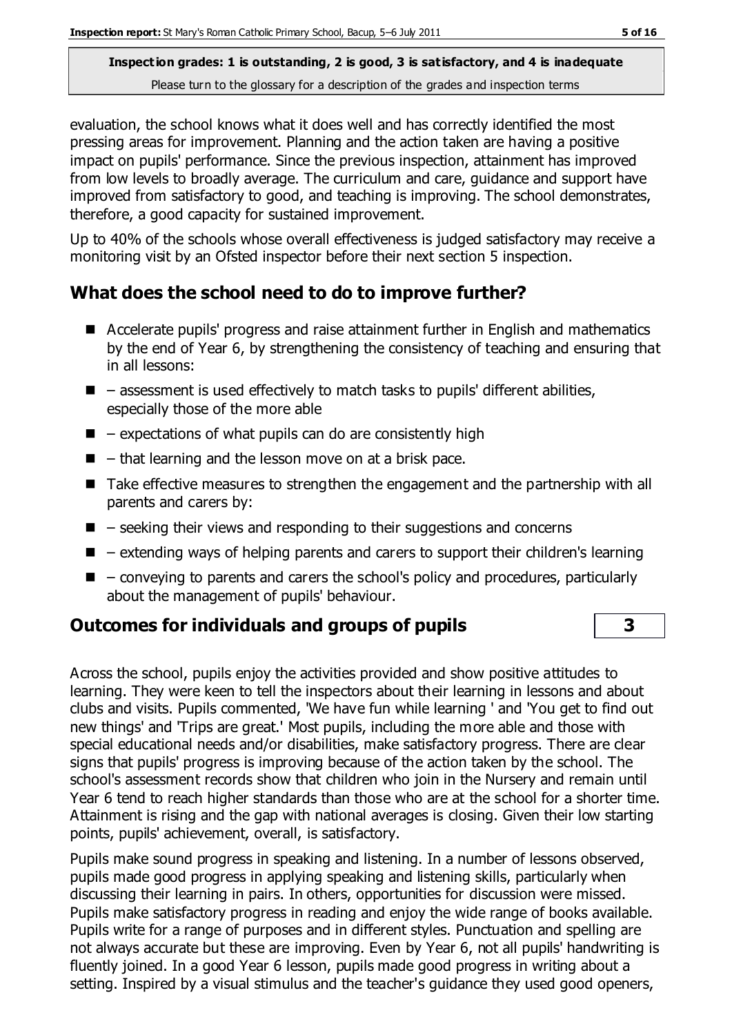evaluation, the school knows what it does well and has correctly identified the most pressing areas for improvement. Planning and the action taken are having a positive impact on pupils' performance. Since the previous inspection, attainment has improved from low levels to broadly average. The curriculum and care, guidance and support have improved from satisfactory to good, and teaching is improving. The school demonstrates, therefore, a good capacity for sustained improvement.

Up to 40% of the schools whose overall effectiveness is judged satisfactory may receive a monitoring visit by an Ofsted inspector before their next section 5 inspection.

## What does the school need to do to improve further?

- Accelerate pupils' progress and raise attainment further in English and mathematics by the end of Year 6, by strengthening the consistency of teaching and ensuring that in all lessons:
- – assessment is used effectively to match tasks to pupils' different abilities, especially those of the more able
- – expectations of what pupils can do are consistently high
- – that learning and the lesson move on at a brisk pace.
- Take effective measures to strengthen the engagement and the partnership with all parents and carers by:
- – seeking their views and responding to their suggestions and concerns
- – extending ways of helping parents and carers to support their children's learning
- – conveying to parents and carers the school's policy and procedures, particularly about the management of pupils' behaviour.

## Outcomes for individuals and groups of pupils — 3

Across the school, pupils enjoy the activities provided and show positive attitudes to learning. They were keen to tell the inspectors about their learning in lessons and about clubs and visits. Pupils commented, 'We have fun while learning ' and 'You get to find out new things' and 'Trips are great.' Most pupils, including the more able and those with special educational needs and/or disabilities, make satisfactory progress. There are clear signs that pupils' progress is improving because of the action taken by the school. The school's assessment records show that children who join in the Nursery and remain until Year 6 tend to reach higher standards than those who are at the school for a shorter time. Attainment is rising and the gap with national averages is closing. Given their low starting points, pupils' achievement, overall, is satisfactory.

Pupils make sound progress in speaking and listening. In a number of lessons observed, pupils made good progress in applying speaking and listening skills, particularly when discussing their learning in pairs. In others, opportunities for discussion were missed. Pupils make satisfactory progress in reading and enjoy the wide range of books available. Pupils write for a range of purposes and in different styles. Punctuation and spelling are not always accurate but these are improving. Even by Year 6, not all pupils' handwriting is fluently joined. In a good Year 6 lesson, pupils made good progress in writing about a setting. Inspired by a visual stimulus and the teacher's guidance they used good openers,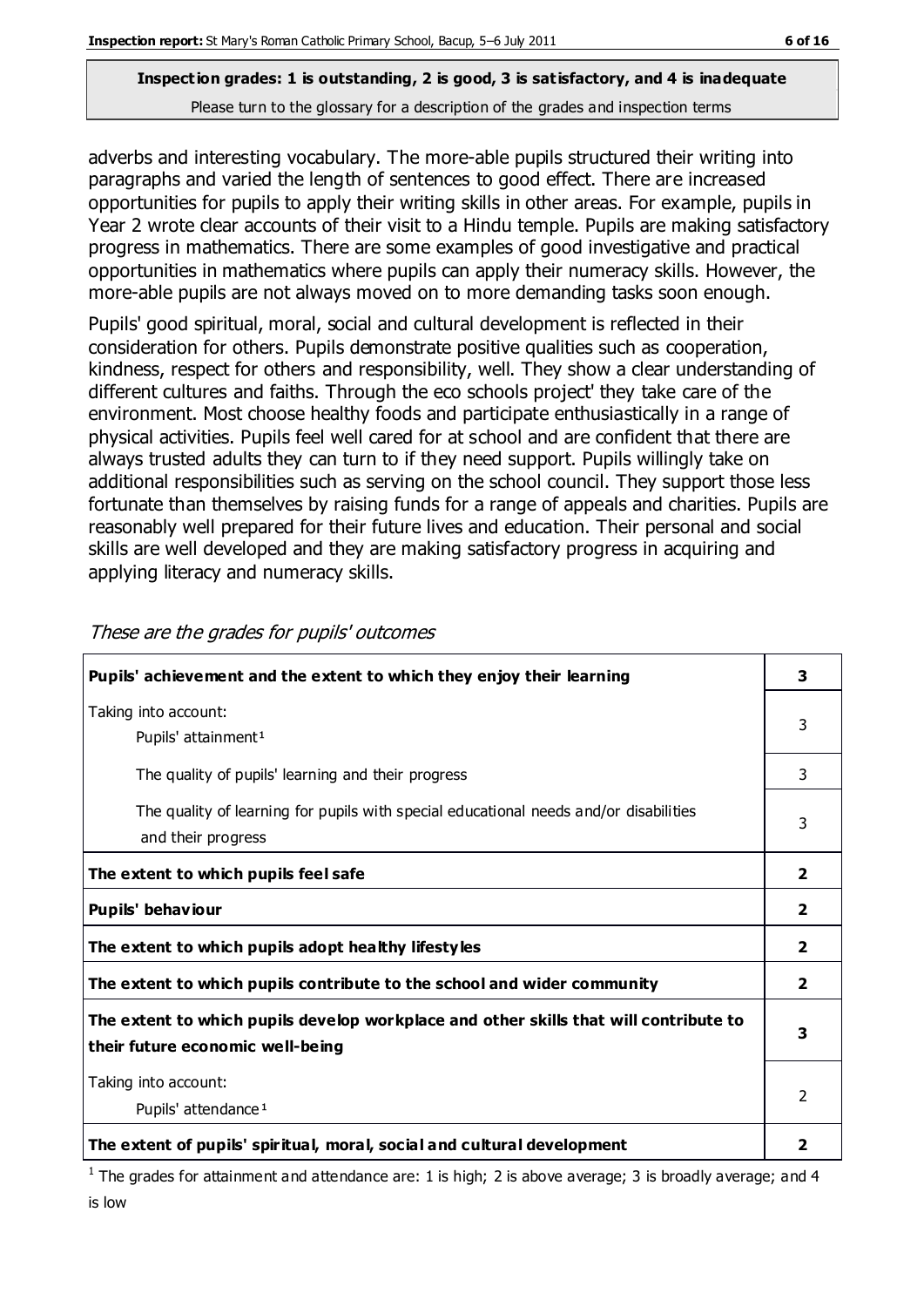adverbs and interesting vocabulary. The more-able pupils structured their writing into paragraphs and varied the length of sentences to good effect. There are increased opportunities for pupils to apply their writing skills in other areas. For example, pupils in Year 2 wrote clear accounts of their visit to a Hindu temple. Pupils are making satisfactory progress in mathematics. There are some examples of good investigative and practical opportunities in mathematics where pupils can apply their numeracy skills. However, the more-able pupils are not always moved on to more demanding tasks soon enough.

Pupils' good spiritual, moral, social and cultural development is reflected in their consideration for others. Pupils demonstrate positive qualities such as cooperation, kindness, respect for others and responsibility, well. They show a clear understanding of different cultures and faiths. Through the eco schools project' they take care of the environment. Most choose healthy foods and participate enthusiastically in a range of physical activities. Pupils feel well cared for at school and are confident that there are always trusted adults they can turn to if they need support. Pupils willingly take on additional responsibilities such as serving on the school council. They support those less fortunate than themselves by raising funds for a range of appeals and charities. Pupils are reasonably well prepared for their future lives and education. Their personal and social skills are well developed and they are making satisfactory progress in acquiring and applying literacy and numeracy skills.

*These are the grades for pupils' outcomes*

| | |
|---|---|
| **Pupils' achievement and the extent to which they enjoy their learning** | **3** |
| Taking into account: Pupils' attainment[1] | 3 |
| The quality of pupils' learning and their progress | 3 |
| The quality of learning for pupils with special educational needs and/or disabilities and their progress | 3 |
| **The extent to which pupils feel safe** | **2** |
| **Pupils' behaviour** | **2** |
| **The extent to which pupils adopt healthy lifestyles** | **2** |
| **The extent to which pupils contribute to the school and wider community** | **2** |
| **The extent to which pupils develop workplace and other skills that will contribute to their future economic well-being** | **3** |
| Taking into account: Pupils' attendance[1] | 2 |
| **The extent of pupils' spiritual, moral, social and cultural development** | **2** |

[1] The grades for attainment and attendance are: 1 is high; 2 is above average; 3 is broadly average; and 4 is low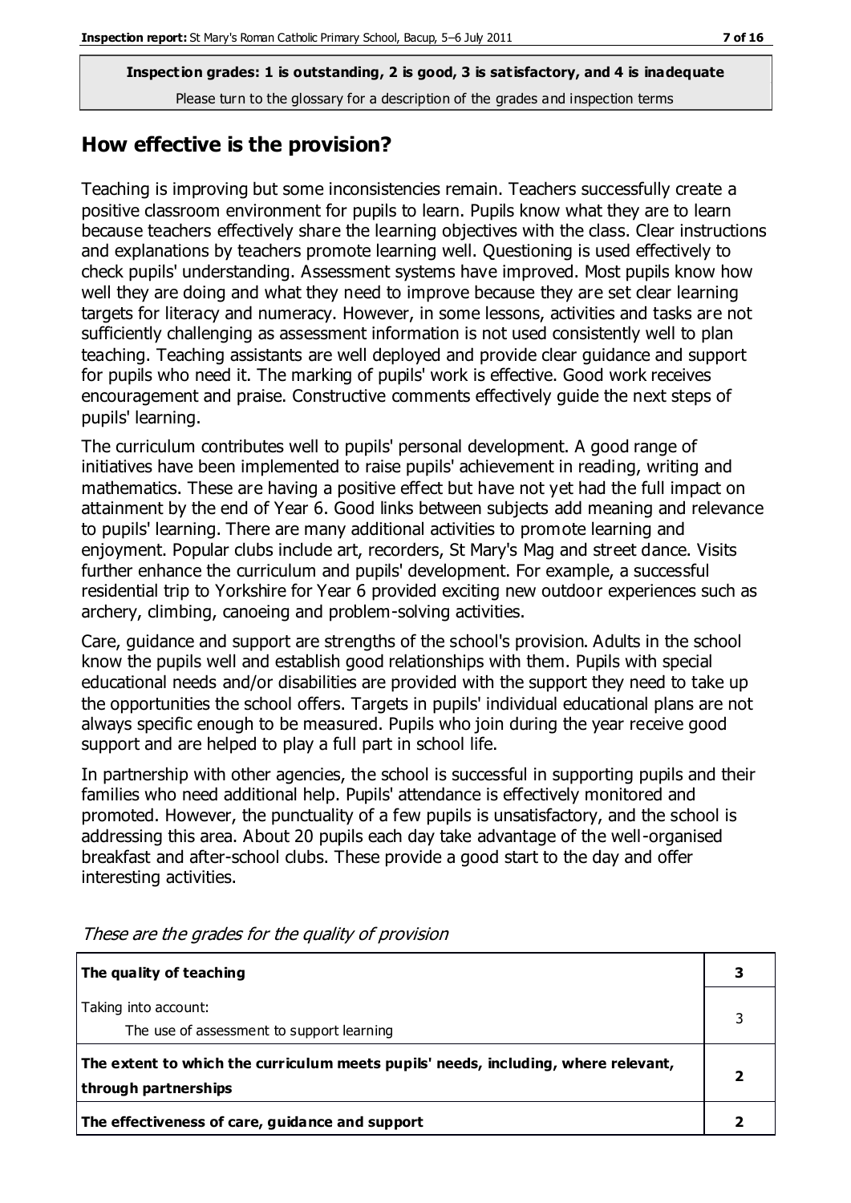**Inspection grades: 1 is outstanding, 2 is good, 3 is satisfactory, and 4 is inadequate**

Please turn to the glossary for a description of the grades and inspection terms

## How effective is the provision?

Teaching is improving but some inconsistencies remain. Teachers successfully create a positive classroom environment for pupils to learn. Pupils know what they are to learn because teachers effectively share the learning objectives with the class. Clear instructions and explanations by teachers promote learning well. Questioning is used effectively to check pupils' understanding. Assessment systems have improved. Most pupils know how well they are doing and what they need to improve because they are set clear learning targets for literacy and numeracy. However, in some lessons, activities and tasks are not sufficiently challenging as assessment information is not used consistently well to plan teaching. Teaching assistants are well deployed and provide clear guidance and support for pupils who need it. The marking of pupils' work is effective. Good work receives encouragement and praise. Constructive comments effectively guide the next steps of pupils' learning.

The curriculum contributes well to pupils' personal development. A good range of initiatives have been implemented to raise pupils' achievement in reading, writing and mathematics. These are having a positive effect but have not yet had the full impact on attainment by the end of Year 6. Good links between subjects add meaning and relevance to pupils' learning. There are many additional activities to promote learning and enjoyment. Popular clubs include art, recorders, St Mary's Mag and street dance. Visits further enhance the curriculum and pupils' development. For example, a successful residential trip to Yorkshire for Year 6 provided exciting new outdoor experiences such as archery, climbing, canoeing and problem-solving activities.

Care, guidance and support are strengths of the school's provision. Adults in the school know the pupils well and establish good relationships with them. Pupils with special educational needs and/or disabilities are provided with the support they need to take up the opportunities the school offers. Targets in pupils' individual educational plans are not always specific enough to be measured. Pupils who join during the year receive good support and are helped to play a full part in school life.

In partnership with other agencies, the school is successful in supporting pupils and their families who need additional help. Pupils' attendance is effectively monitored and promoted. However, the punctuality of a few pupils is unsatisfactory, and the school is addressing this area. About 20 pupils each day take advantage of the well-organised breakfast and after-school clubs. These provide a good start to the day and offer interesting activities.

*These are the grades for the quality of provision*

| | |
|---|---|
| **The quality of teaching** | **3** |
| Taking into account: The use of assessment to support learning | 3 |
| **The extent to which the curriculum meets pupils' needs, including, where relevant, through partnerships** | **2** |
| **The effectiveness of care, guidance and support** | **2** |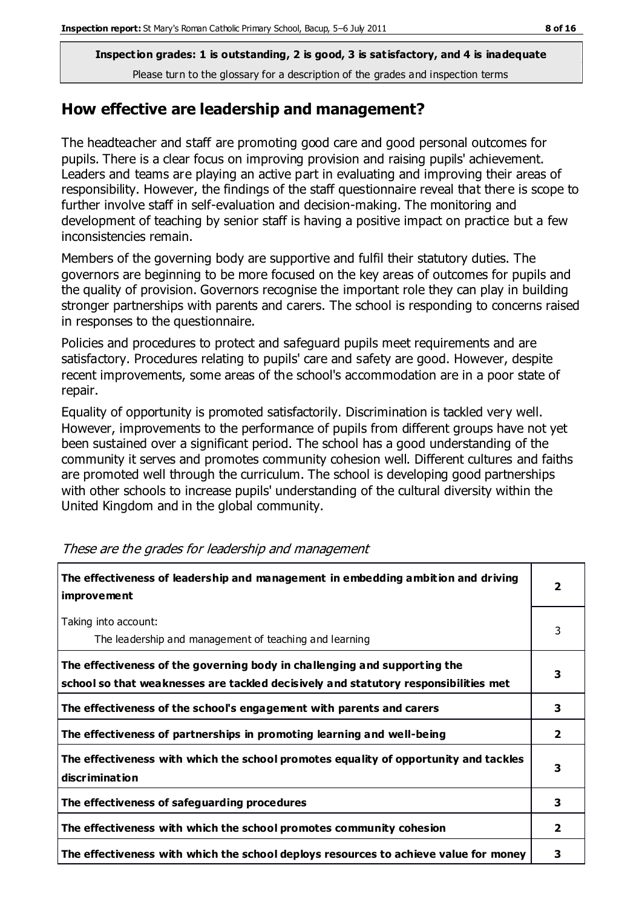**Inspection grades: 1 is outstanding, 2 is good, 3 is satisfactory, and 4 is inadequate**
Please turn to the glossary for a description of the grades and inspection terms

## How effective are leadership and management?

The headteacher and staff are promoting good care and good personal outcomes for pupils. There is a clear focus on improving provision and raising pupils' achievement. Leaders and teams are playing an active part in evaluating and improving their areas of responsibility. However, the findings of the staff questionnaire reveal that there is scope to further involve staff in self-evaluation and decision-making. The monitoring and development of teaching by senior staff is having a positive impact on practice but a few inconsistencies remain.

Members of the governing body are supportive and fulfil their statutory duties. The governors are beginning to be more focused on the key areas of outcomes for pupils and the quality of provision. Governors recognise the important role they can play in building stronger partnerships with parents and carers. The school is responding to concerns raised in responses to the questionnaire.

Policies and procedures to protect and safeguard pupils meet requirements and are satisfactory. Procedures relating to pupils' care and safety are good. However, despite recent improvements, some areas of the school's accommodation are in a poor state of repair.

Equality of opportunity is promoted satisfactorily. Discrimination is tackled very well. However, improvements to the performance of pupils from different groups have not yet been sustained over a significant period. The school has a good understanding of the community it serves and promotes community cohesion well. Different cultures and faiths are promoted well through the curriculum. The school is developing good partnerships with other schools to increase pupils' understanding of the cultural diversity within the United Kingdom and in the global community.

*These are the grades for leadership and management*

| | |
|---|---|
| **The effectiveness of leadership and management in embedding ambition and driving improvement** | **2** |
| Taking into account:<br>The leadership and management of teaching and learning | 3 |
| **The effectiveness of the governing body in challenging and supporting the school so that weaknesses are tackled decisively and statutory responsibilities met** | **3** |
| **The effectiveness of the school's engagement with parents and carers** | **3** |
| **The effectiveness of partnerships in promoting learning and well-being** | **2** |
| **The effectiveness with which the school promotes equality of opportunity and tackles discrimination** | **3** |
| **The effectiveness of safeguarding procedures** | **3** |
| **The effectiveness with which the school promotes community cohesion** | **2** |
| **The effectiveness with which the school deploys resources to achieve value for money** | **3** |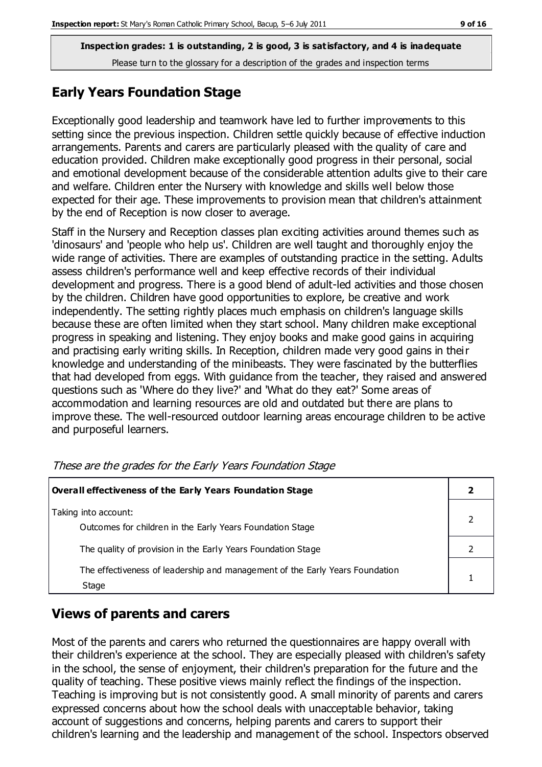**Inspection grades: 1 is outstanding, 2 is good, 3 is satisfactory, and 4 is inadequate**
Please turn to the glossary for a description of the grades and inspection terms

## Early Years Foundation Stage

Exceptionally good leadership and teamwork have led to further improvements to this setting since the previous inspection. Children settle quickly because of effective induction arrangements. Parents and carers are particularly pleased with the quality of care and education provided. Children make exceptionally good progress in their personal, social and emotional development because of the considerable attention adults give to their care and welfare. Children enter the Nursery with knowledge and skills well below those expected for their age. These improvements to provision mean that children's attainment by the end of Reception is now closer to average.

Staff in the Nursery and Reception classes plan exciting activities around themes such as 'dinosaurs' and 'people who help us'. Children are well taught and thoroughly enjoy the wide range of activities. There are examples of outstanding practice in the setting. Adults assess children's performance well and keep effective records of their individual development and progress. There is a good blend of adult-led activities and those chosen by the children. Children have good opportunities to explore, be creative and work independently. The setting rightly places much emphasis on children's language skills because these are often limited when they start school. Many children make exceptional progress in speaking and listening. They enjoy books and make good gains in acquiring and practising early writing skills. In Reception, children made very good gains in their knowledge and understanding of the minibeasts. They were fascinated by the butterflies that had developed from eggs. With guidance from the teacher, they raised and answered questions such as 'Where do they live?' and 'What do they eat?' Some areas of accommodation and learning resources are old and outdated but there are plans to improve these. The well-resourced outdoor learning areas encourage children to be active and purposeful learners.

*These are the grades for the Early Years Foundation Stage*

| **Overall effectiveness of the Early Years Foundation Stage** | **2** |
|---|---|
| Taking into account:<br>Outcomes for children in the Early Years Foundation Stage | 2 |
| The quality of provision in the Early Years Foundation Stage | 2 |
| The effectiveness of leadership and management of the Early Years Foundation Stage | 1 |

## Views of parents and carers

Most of the parents and carers who returned the questionnaires are happy overall with their children's experience at the school. They are especially pleased with children's safety in the school, the sense of enjoyment, their children's preparation for the future and the quality of teaching. These positive views mainly reflect the findings of the inspection. Teaching is improving but is not consistently good. A small minority of parents and carers expressed concerns about how the school deals with unacceptable behavior, taking account of suggestions and concerns, helping parents and carers to support their children's learning and the leadership and management of the school. Inspectors observed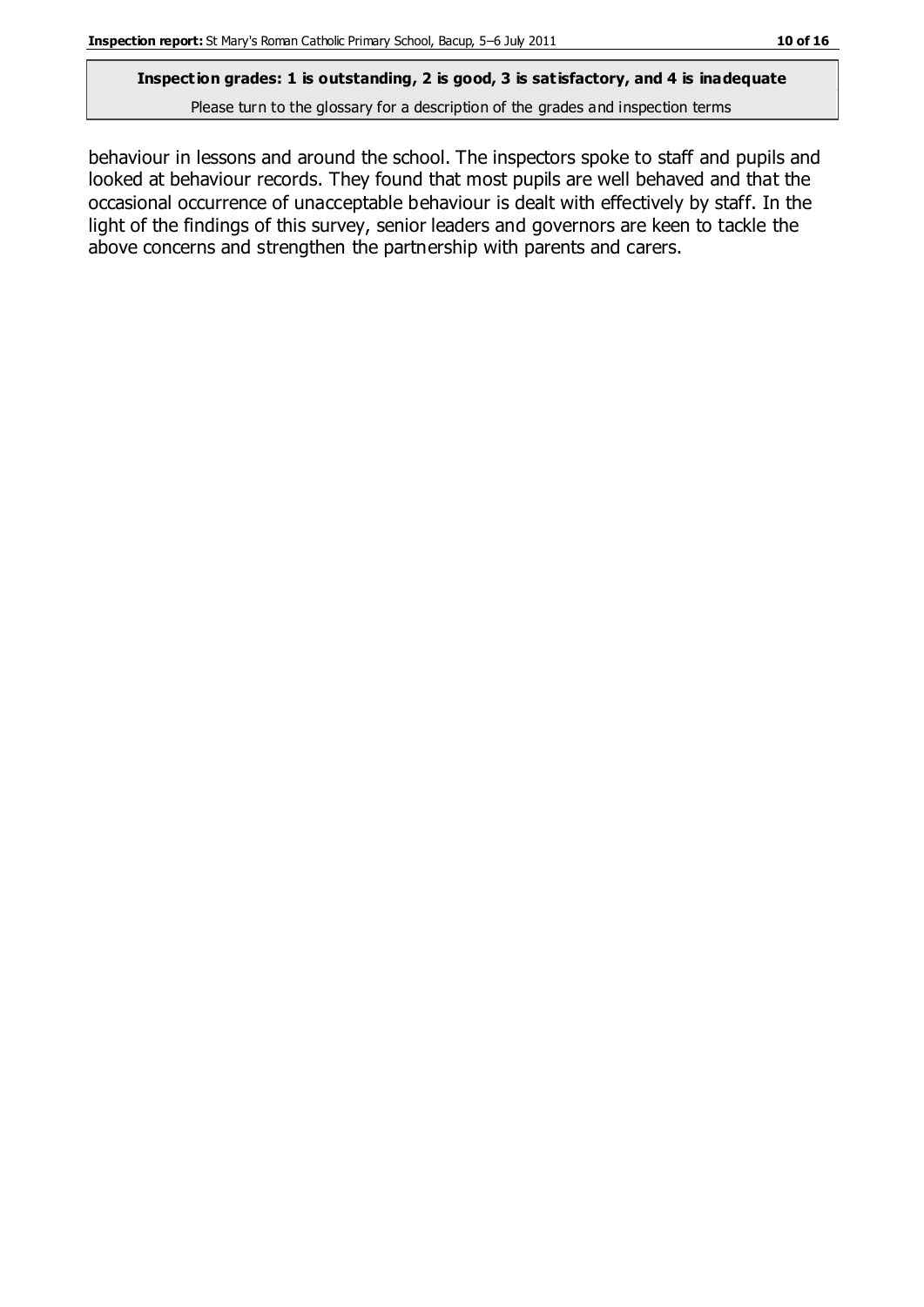behaviour in lessons and around the school. The inspectors spoke to staff and pupils and looked at behaviour records. They found that most pupils are well behaved and that the occasional occurrence of unacceptable behaviour is dealt with effectively by staff. In the light of the findings of this survey, senior leaders and governors are keen to tackle the above concerns and strengthen the partnership with parents and carers.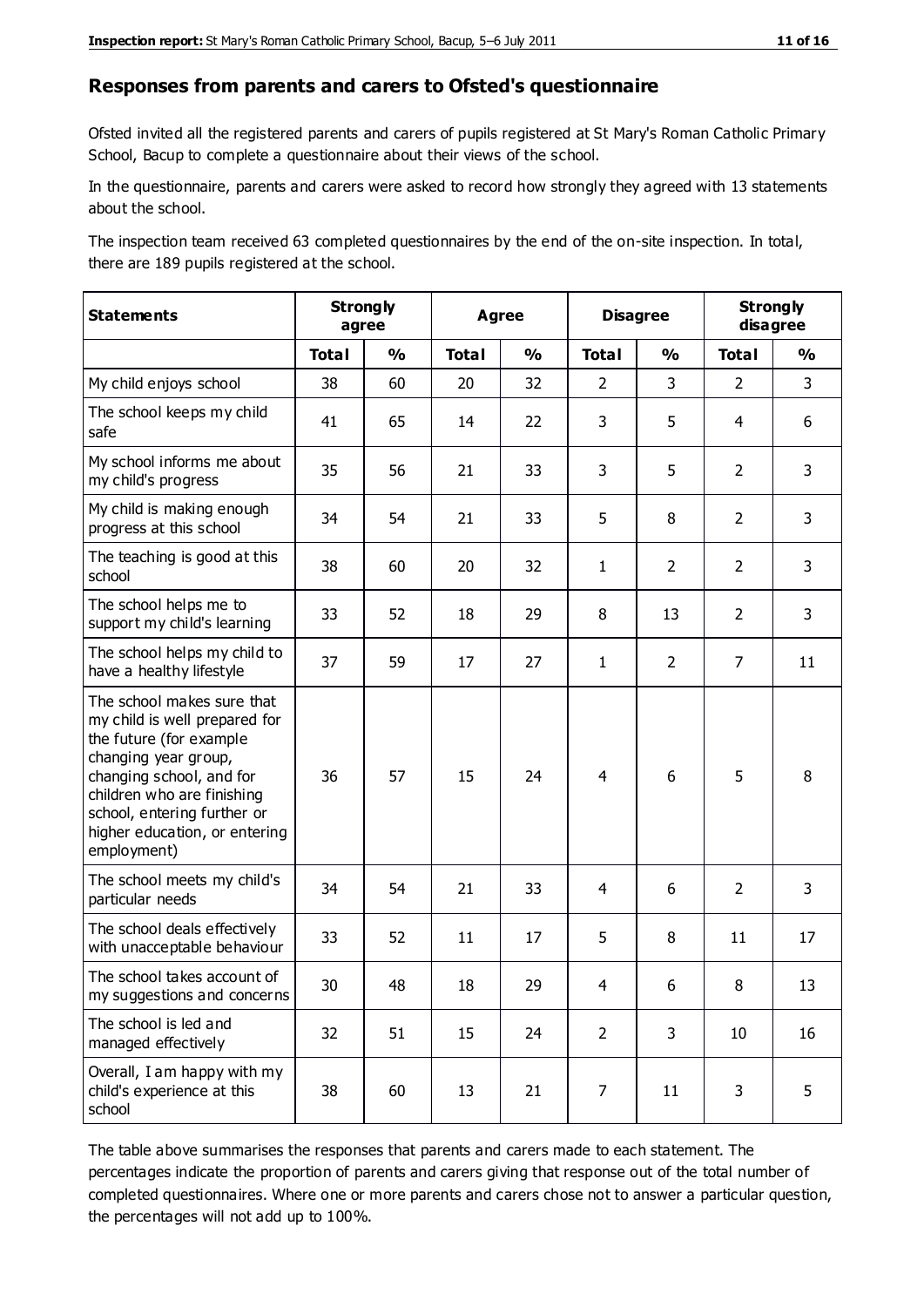## Responses from parents and carers to Ofsted's questionnaire

Ofsted invited all the registered parents and carers of pupils registered at St Mary's Roman Catholic Primary School, Bacup to complete a questionnaire about their views of the school.

In the questionnaire, parents and carers were asked to record how strongly they agreed with 13 statements about the school.

The inspection team received 63 completed questionnaires by the end of the on-site inspection. In total, there are 189 pupils registered at the school.

| Statements | Strongly agree | | Agree | | Disagree | | Strongly disagree | |
|---|---|---|---|---|---|---|---|---|
| | Total | % | Total | % | Total | % | Total | % |
| My child enjoys school | 38 | 60 | 20 | 32 | 2 | 3 | 2 | 3 |
| The school keeps my child safe | 41 | 65 | 14 | 22 | 3 | 5 | 4 | 6 |
| My school informs me about my child's progress | 35 | 56 | 21 | 33 | 3 | 5 | 2 | 3 |
| My child is making enough progress at this school | 34 | 54 | 21 | 33 | 5 | 8 | 2 | 3 |
| The teaching is good at this school | 38 | 60 | 20 | 32 | 1 | 2 | 2 | 3 |
| The school helps me to support my child's learning | 33 | 52 | 18 | 29 | 8 | 13 | 2 | 3 |
| The school helps my child to have a healthy lifestyle | 37 | 59 | 17 | 27 | 1 | 2 | 7 | 11 |
| The school makes sure that my child is well prepared for the future (for example changing year group, changing school, and for children who are finishing school, entering further or higher education, or entering employment) | 36 | 57 | 15 | 24 | 4 | 6 | 5 | 8 |
| The school meets my child's particular needs | 34 | 54 | 21 | 33 | 4 | 6 | 2 | 3 |
| The school deals effectively with unacceptable behaviour | 33 | 52 | 11 | 17 | 5 | 8 | 11 | 17 |
| The school takes account of my suggestions and concerns | 30 | 48 | 18 | 29 | 4 | 6 | 8 | 13 |
| The school is led and managed effectively | 32 | 51 | 15 | 24 | 2 | 3 | 10 | 16 |
| Overall, I am happy with my child's experience at this school | 38 | 60 | 13 | 21 | 7 | 11 | 3 | 5 |

The table above summarises the responses that parents and carers made to each statement. The percentages indicate the proportion of parents and carers giving that response out of the total number of completed questionnaires. Where one or more parents and carers chose not to answer a particular question, the percentages will not add up to 100%.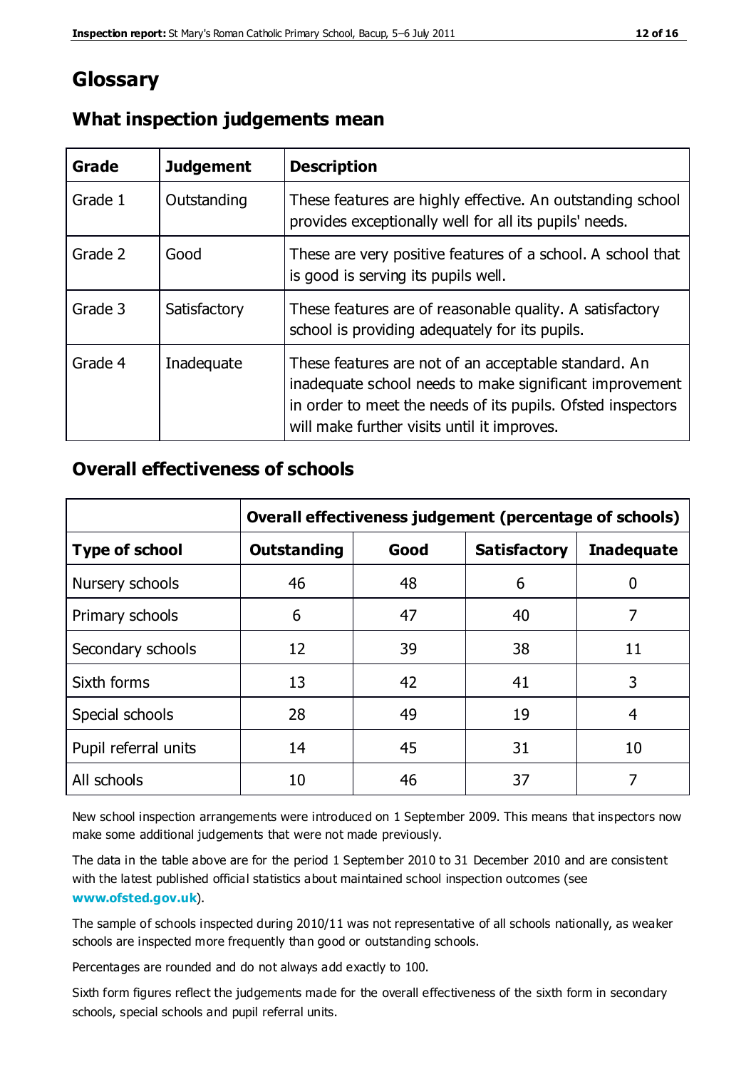# Glossary

## What inspection judgements mean

| Grade | Judgement | Description |
| --- | --- | --- |
| Grade 1 | Outstanding | These features are highly effective. An outstanding school provides exceptionally well for all its pupils' needs. |
| Grade 2 | Good | These are very positive features of a school. A school that is good is serving its pupils well. |
| Grade 3 | Satisfactory | These features are of reasonable quality. A satisfactory school is providing adequately for its pupils. |
| Grade 4 | Inadequate | These features are not of an acceptable standard. An inadequate school needs to make significant improvement in order to meet the needs of its pupils. Ofsted inspectors will make further visits until it improves. |

## Overall effectiveness of schools

| | Overall effectiveness judgement (percentage of schools) | | | |
| --- | --- | --- | --- | --- |
| **Type of school** | **Outstanding** | **Good** | **Satisfactory** | **Inadequate** |
| Nursery schools | 46 | 48 | 6 | 0 |
| Primary schools | 6 | 47 | 40 | 7 |
| Secondary schools | 12 | 39 | 38 | 11 |
| Sixth forms | 13 | 42 | 41 | 3 |
| Special schools | 28 | 49 | 19 | 4 |
| Pupil referral units | 14 | 45 | 31 | 10 |
| All schools | 10 | 46 | 37 | 7 |

New school inspection arrangements were introduced on 1 September 2009. This means that inspectors now make some additional judgements that were not made previously.

The data in the table above are for the period 1 September 2010 to 31 December 2010 and are consistent with the latest published official statistics about maintained school inspection outcomes (see **www.ofsted.gov.uk**).

The sample of schools inspected during 2010/11 was not representative of all schools nationally, as weaker schools are inspected more frequently than good or outstanding schools.

Percentages are rounded and do not always add exactly to 100.

Sixth form figures reflect the judgements made for the overall effectiveness of the sixth form in secondary schools, special schools and pupil referral units.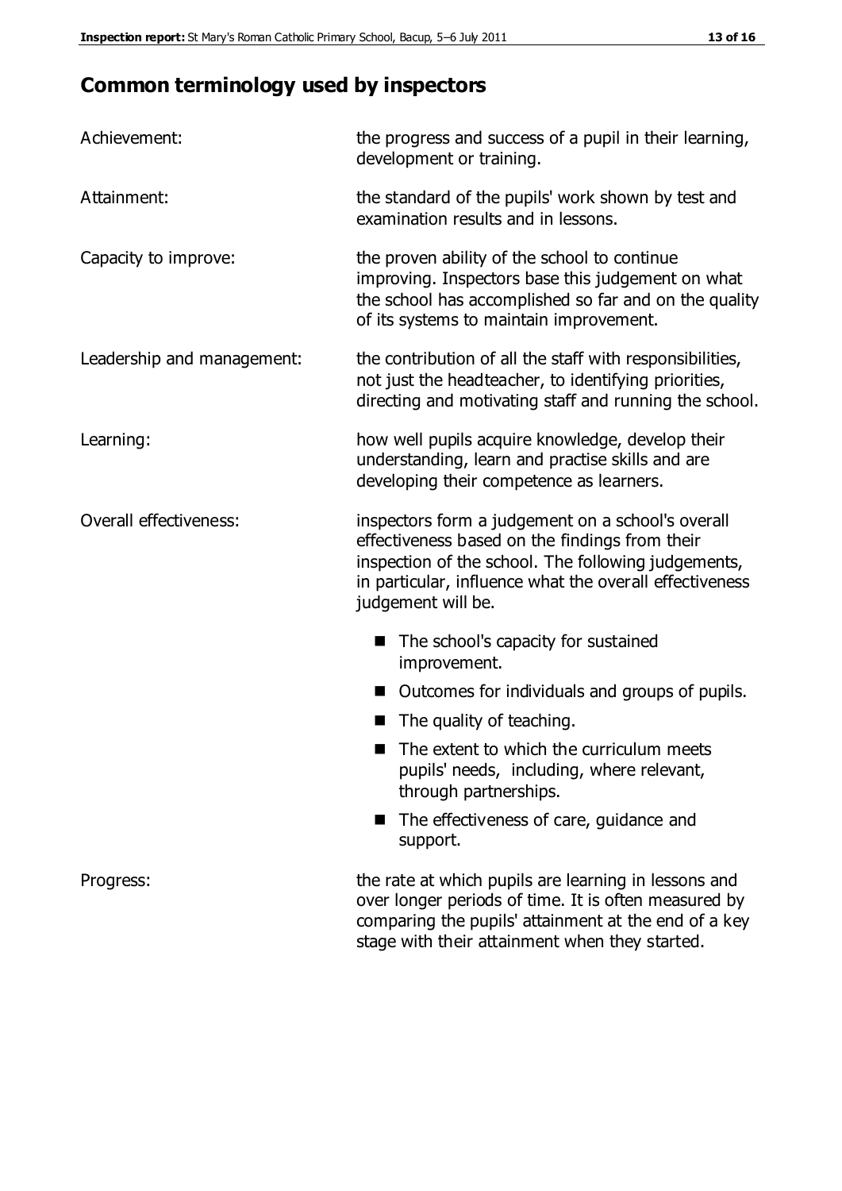## Common terminology used by inspectors

| | |
|---|---|
| Achievement: | the progress and success of a pupil in their learning, development or training. |
| Attainment: | the standard of the pupils' work shown by test and examination results and in lessons. |
| Capacity to improve: | the proven ability of the school to continue improving. Inspectors base this judgement on what the school has accomplished so far and on the quality of its systems to maintain improvement. |
| Leadership and management: | the contribution of all the staff with responsibilities, not just the headteacher, to identifying priorities, directing and motivating staff and running the school. |
| Learning: | how well pupils acquire knowledge, develop their understanding, learn and practise skills and are developing their competence as learners. |
| Overall effectiveness: | inspectors form a judgement on a school's overall effectiveness based on the findings from their inspection of the school. The following judgements, in particular, influence what the overall effectiveness judgement will be. |

- The school's capacity for sustained improvement.
- Outcomes for individuals and groups of pupils.
- The quality of teaching.
- The extent to which the curriculum meets pupils' needs, including, where relevant, through partnerships.
- The effectiveness of care, guidance and support.

| | |
|---|---|
| Progress: | the rate at which pupils are learning in lessons and over longer periods of time. It is often measured by comparing the pupils' attainment at the end of a key stage with their attainment when they started. |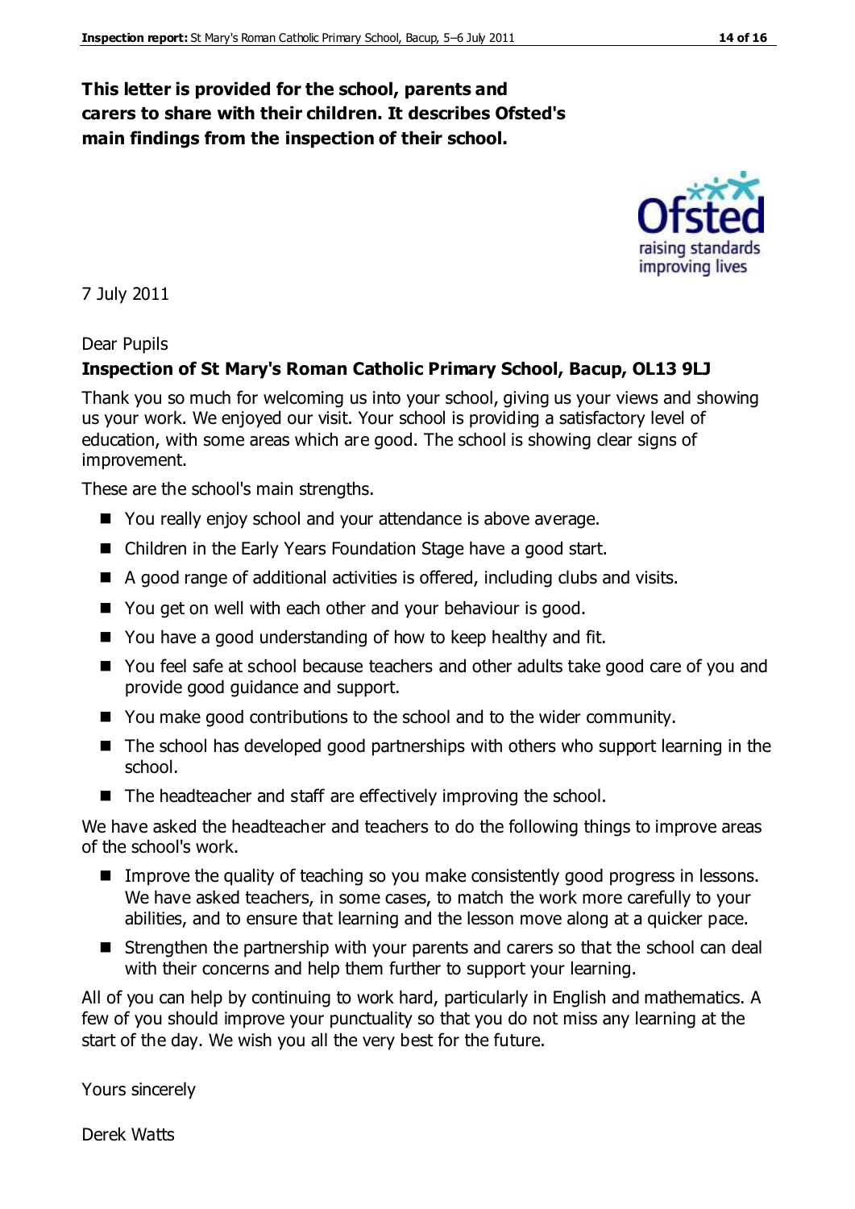**This letter is provided for the school, parents and carers to share with their children. It describes Ofsted's main findings from the inspection of their school.**

7 July 2011

Dear Pupils

**Inspection of St Mary's Roman Catholic Primary School, Bacup, OL13 9LJ**

Thank you so much for welcoming us into your school, giving us your views and showing us your work. We enjoyed our visit. Your school is providing a satisfactory level of education, with some areas which are good. The school is showing clear signs of improvement.

These are the school's main strengths.

- You really enjoy school and your attendance is above average.
- Children in the Early Years Foundation Stage have a good start.
- A good range of additional activities is offered, including clubs and visits.
- You get on well with each other and your behaviour is good.
- You have a good understanding of how to keep healthy and fit.
- You feel safe at school because teachers and other adults take good care of you and provide good guidance and support.
- You make good contributions to the school and to the wider community.
- The school has developed good partnerships with others who support learning in the school.
- The headteacher and staff are effectively improving the school.

We have asked the headteacher and teachers to do the following things to improve areas of the school's work.

- Improve the quality of teaching so you make consistently good progress in lessons. We have asked teachers, in some cases, to match the work more carefully to your abilities, and to ensure that learning and the lesson move along at a quicker pace.
- Strengthen the partnership with your parents and carers so that the school can deal with their concerns and help them further to support your learning.

All of you can help by continuing to work hard, particularly in English and mathematics. A few of you should improve your punctuality so that you do not miss any learning at the start of the day. We wish you all the very best for the future.

Yours sincerely

Derek Watts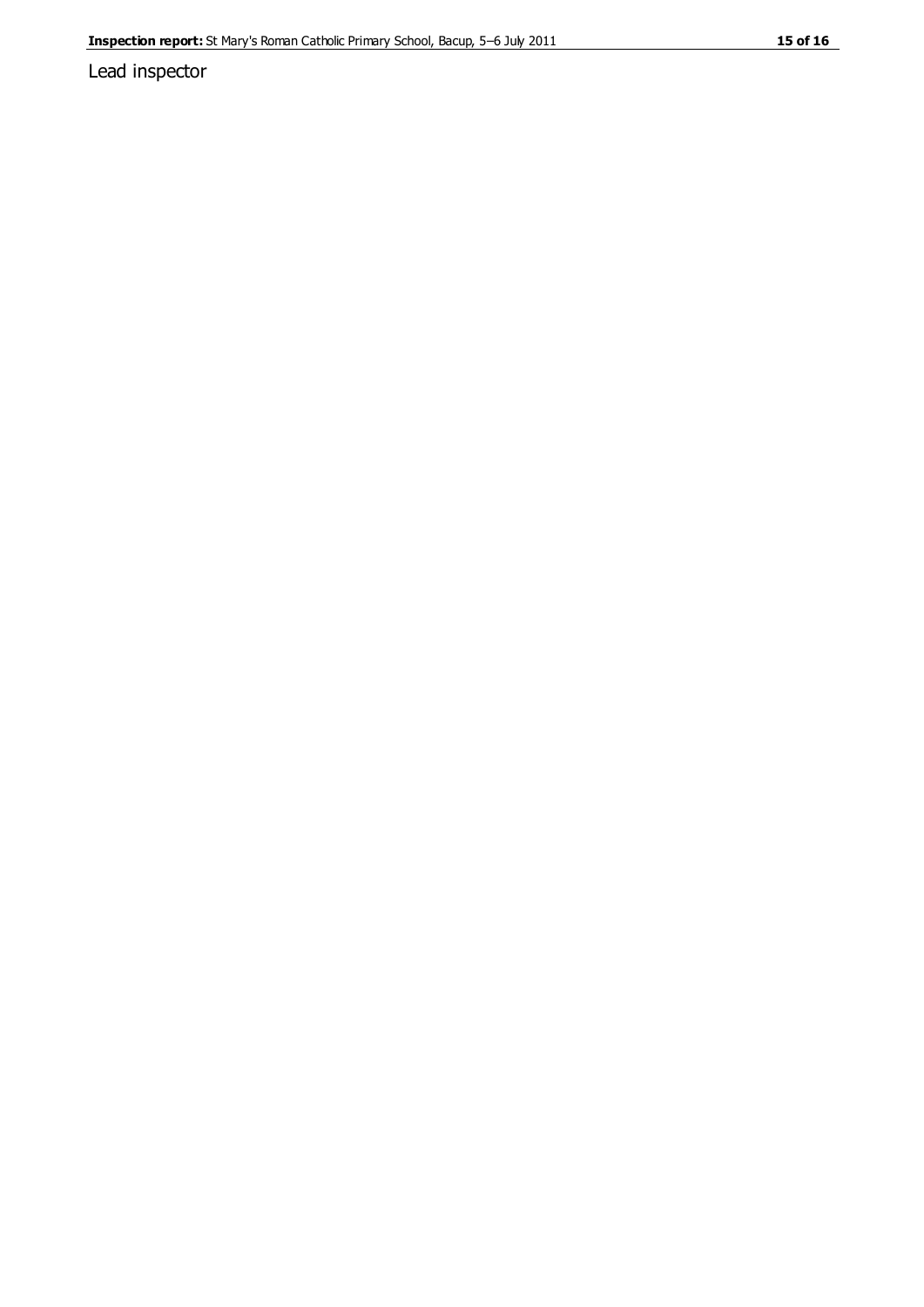Lead inspector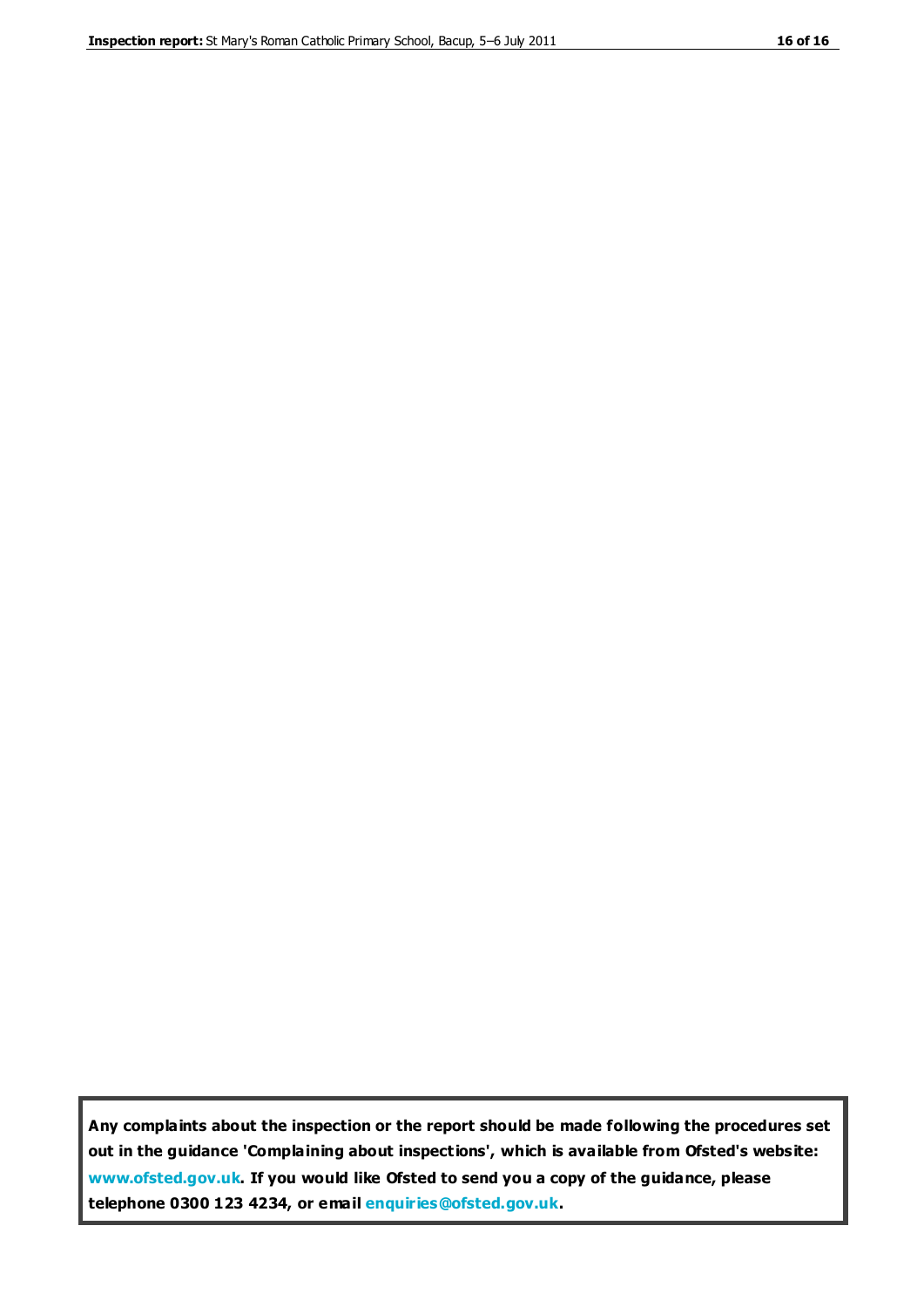**Any complaints about the inspection or the report should be made following the procedures set out in the guidance 'Complaining about inspections', which is available from Ofsted's website: www.ofsted.gov.uk. If you would like Ofsted to send you a copy of the guidance, please telephone 0300 123 4234, or email enquiries@ofsted.gov.uk.**